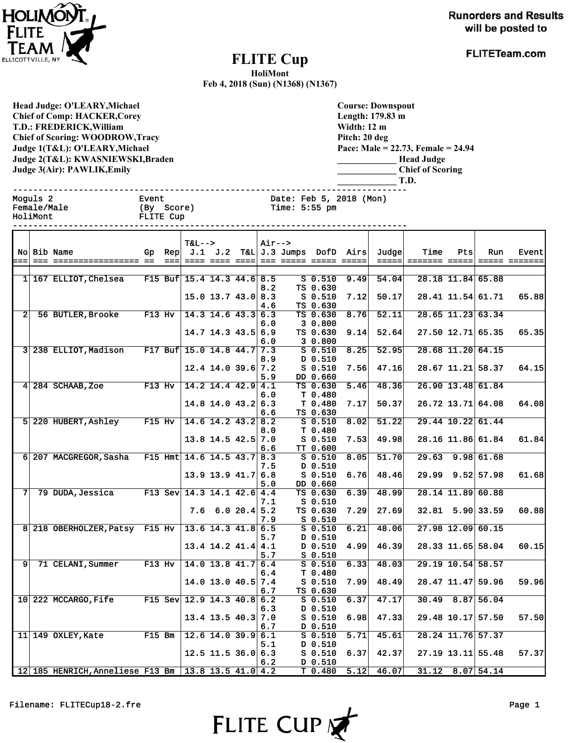HoliMont FLITE Team ELLICOTTVILLE, NY

**Runorders and Results will be posted to**

**FLITETeam.com**

# FLITE Cup

**HoliMont**

**Feb 4, 2018 (Sun) (N1368) (N1367)**

**Head Judge: O'LEARY,Michael**
**Chief of Comp: HACKER,Corey**
**T.D.: FREDERICK,William**
**Chief of Scoring: WOODROW,Tracy**
**Judge 1(T&L): O'LEARY,Michael**
**Judge 2(T&L): KWASNIEWSKI,Braden**
**Judge 3(Air): PAWLIK,Emily**

**Course: Downspout**
**Length: 179.83 m**
**Width: 12 m**
**Pitch: 20 deg**
**Pace: Male = 22.73, Female = 24.94**
_____________ **Head Judge**
_____________ **Chief of Scoring**
_____________ **T.D.**

```
Moguls 2              Event                 Date: Feb 5, 2018 (Mon)
Female/Male           (By Score)            Time: 5:55 pm
HoliMont              FLITE Cup
```

| No | Bib | Name | Gp | Rep | T&L--> J.1 | J.2 | T&L | Air--> J.3 | Jumps | DofD | Airs | Judge | Time | Pts | Run | Event |
|---|---|---|---|---|---|---|---|---|---|---|---|---|---|---|---|---|
| 1 | 167 | ELLIOT,Chelsea | F15 | Buf | 15.4 | 14.3 | 44.6 | 8.5 | S | 0.510 | 9.49 | 54.04 | 28.18 | 11.84 | 65.88 | |
| | | | | | | | | 8.2 | TS | 0.630 | | | | | | |
| | | | | | 15.0 | 13.7 | 43.0 | 8.3 | S | 0.510 | 7.12 | 50.17 | 28.41 | 11.54 | 61.71 | 65.88 |
| | | | | | | | | 4.6 | TS | 0.630 | | | | | | |
| 2 | 56 | BUTLER,Brooke | F13 | Hv | 14.3 | 14.6 | 43.3 | 6.3 | TS | 0.630 | 8.76 | 52.11 | 28.65 | 11.23 | 63.34 | |
| | | | | | | | | 6.0 | 3 | 0.800 | | | | | | |
| | | | | | 14.7 | 14.3 | 43.5 | 6.9 | TS | 0.630 | 9.14 | 52.64 | 27.50 | 12.71 | 65.35 | 65.35 |
| | | | | | | | | 6.0 | 3 | 0.800 | | | | | | |
| 3 | 238 | ELLIOT,Madison | F17 | Buf | 15.0 | 14.8 | 44.7 | 7.3 | S | 0.510 | 8.25 | 52.95 | 28.68 | 11.20 | 64.15 | |
| | | | | | | | | 8.9 | D | 0.510 | | | | | | |
| | | | | | 12.4 | 14.0 | 39.6 | 7.2 | S | 0.510 | 7.56 | 47.16 | 28.67 | 11.21 | 58.37 | 64.15 |
| | | | | | | | | 5.9 | DD | 0.660 | | | | | | |
| 4 | 284 | SCHAAB,Zoe | F13 | Hv | 14.2 | 14.4 | 42.9 | 4.1 | TS | 0.630 | 5.46 | 48.36 | 26.90 | 13.48 | 61.84 | |
| | | | | | | | | 6.0 | T | 0.480 | | | | | | |
| | | | | | 14.8 | 14.0 | 43.2 | 6.3 | T | 0.480 | 7.17 | 50.37 | 26.72 | 13.71 | 64.08 | 64.08 |
| | | | | | | | | 6.6 | TS | 0.630 | | | | | | |
| 5 | 220 | HUBERT,Ashley | F15 | Hv | 14.6 | 14.2 | 43.2 | 8.2 | S | 0.510 | 8.02 | 51.22 | 29.44 | 10.22 | 61.44 | |
| | | | | | | | | 8.0 | T | 0.480 | | | | | | |
| | | | | | 13.8 | 14.5 | 42.5 | 7.0 | S | 0.510 | 7.53 | 49.98 | 28.16 | 11.86 | 61.84 | 61.84 |
| | | | | | | | | 6.6 | TT | 0.600 | | | | | | |
| 6 | 207 | MACGREGOR,Sasha | F15 | Hmt | 14.6 | 14.5 | 43.7 | 8.3 | S | 0.510 | 8.05 | 51.70 | 29.63 | 9.98 | 61.68 | |
| | | | | | | | | 7.5 | D | 0.510 | | | | | | |
| | | | | | 13.9 | 13.9 | 41.7 | 6.8 | S | 0.510 | 6.76 | 48.46 | 29.99 | 9.52 | 57.98 | 61.68 |
| | | | | | | | | 5.0 | DD | 0.660 | | | | | | |
| 7 | 79 | DUDA,Jessica | F13 | Sev | 14.3 | 14.1 | 42.6 | 4.4 | TS | 0.630 | 6.39 | 48.99 | 28.14 | 11.89 | 60.88 | |
| | | | | | | | | 7.1 | S | 0.510 | | | | | | |
| | | | | | 7.6 | 6.0 | 20.4 | 5.2 | TS | 0.630 | 7.29 | 27.69 | 32.81 | 5.90 | 33.59 | 60.88 |
| | | | | | | | | 7.9 | S | 0.510 | | | | | | |
| 8 | 218 | OBERHOLZER,Patsy | F15 | Hv | 13.6 | 14.3 | 41.8 | 6.5 | S | 0.510 | 6.21 | 48.06 | 27.98 | 12.09 | 60.15 | |
| | | | | | | | | 5.7 | D | 0.510 | | | | | | |
| | | | | | 13.4 | 14.2 | 41.4 | 4.1 | D | 0.510 | 4.99 | 46.39 | 28.33 | 11.65 | 58.04 | 60.15 |
| | | | | | | | | 5.7 | S | 0.510 | | | | | | |
| 9 | 71 | CELANI,Summer | F13 | Hv | 14.0 | 13.8 | 41.7 | 6.4 | S | 0.510 | 6.33 | 48.03 | 29.19 | 10.54 | 58.57 | |
| | | | | | | | | 6.4 | T | 0.480 | | | | | | |
| | | | | | 14.0 | 13.0 | 40.5 | 7.4 | S | 0.510 | 7.99 | 48.49 | 28.47 | 11.47 | 59.96 | 59.96 |
| | | | | | | | | 6.7 | TS | 0.630 | | | | | | |
| 10 | 222 | MCCARGO,Fife | F15 | Sev | 12.9 | 14.3 | 40.8 | 6.2 | S | 0.510 | 6.37 | 47.17 | 30.49 | 8.87 | 56.04 | |
| | | | | | | | | 6.3 | D | 0.510 | | | | | | |
| | | | | | 13.4 | 13.5 | 40.3 | 7.0 | S | 0.510 | 6.98 | 47.33 | 29.48 | 10.17 | 57.50 | 57.50 |
| | | | | | | | | 6.7 | D | 0.510 | | | | | | |
| 11 | 149 | OXLEY,Kate | F15 | Bm | 12.6 | 14.0 | 39.9 | 6.1 | S | 0.510 | 5.71 | 45.61 | 28.24 | 11.76 | 57.37 | |
| | | | | | | | | 5.1 | D | 0.510 | | | | | | |
| | | | | | 12.5 | 11.5 | 36.0 | 6.3 | S | 0.510 | 6.37 | 42.37 | 27.19 | 13.11 | 55.48 | 57.37 |
| | | | | | | | | 6.2 | D | 0.510 | | | | | | |
| 12 | 185 | HENRICH,Anneliese | F13 | Bm | 13.8 | 13.5 | 41.0 | 4.2 | T | 0.480 | 5.12 | 46.07 | 31.12 | 8.07 | 54.14 | |

Filename: FLITECup18-2.fre

FLITE CUP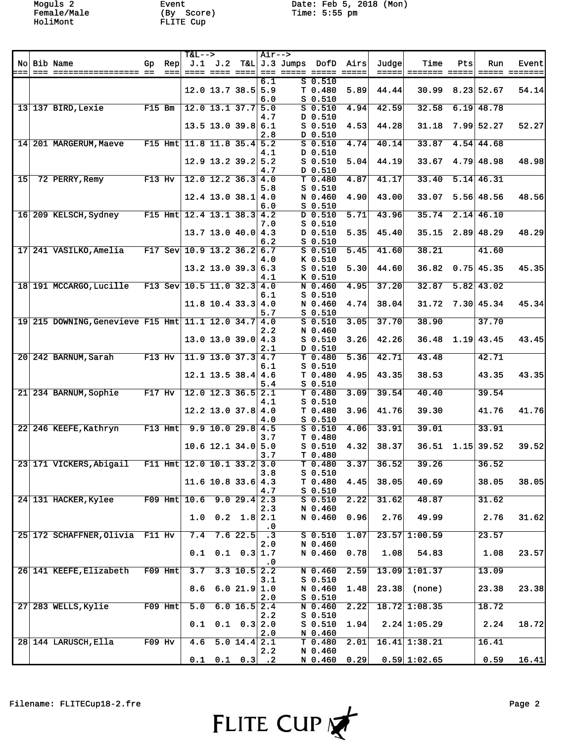Moguls 2 Event Date: Feb 5, 2018 (Mon)
Female/Male (By Score) Time: 5:55 pm
HoliMont FLITE Cup

| No | Bib | Name | Gp | Rep | T&L--> J.1 | J.2 | T&L | Air--> J.3 | Jumps | DofD | Airs | Judge | Time | Pts | Run | Event |
|---|---|---|---|---|---|---|---|---|---|---|---|---|---|---|---|---|
| | | | | | | | | 6.1 | S | 0.510 | | | | | | |
| | | | | | 12.0 | 13.7 | 38.5 | 5.9 | T | 0.480 | 5.89 | 44.44 | 30.99 | 8.23 | 52.67 | 54.14 |
| | | | | | | | | 6.0 | S | 0.510 | | | | | | |
| 13 | 137 | BIRD,Lexie | F15 | Bm | 12.0 | 13.1 | 37.7 | 5.0 | S | 0.510 | 4.94 | 42.59 | 32.58 | 6.19 | 48.78 | |
| | | | | | | | | 4.7 | D | 0.510 | | | | | | |
| | | | | | 13.5 | 13.0 | 39.8 | 6.1 | S | 0.510 | 4.53 | 44.28 | 31.18 | 7.99 | 52.27 | 52.27 |
| | | | | | | | | 2.8 | D | 0.510 | | | | | | |
| 14 | 201 | MARGERUM,Maeve | F15 | Hmt | 11.8 | 11.8 | 35.4 | 5.2 | S | 0.510 | 4.74 | 40.14 | 33.87 | 4.54 | 44.68 | |
| | | | | | | | | 4.1 | D | 0.510 | | | | | | |
| | | | | | 12.9 | 13.2 | 39.2 | 5.2 | S | 0.510 | 5.04 | 44.19 | 33.67 | 4.79 | 48.98 | 48.98 |
| | | | | | | | | 4.7 | D | 0.510 | | | | | | |
| 15 | 72 | PERRY,Remy | F13 | Hv | 12.0 | 12.2 | 36.3 | 4.0 | T | 0.480 | 4.87 | 41.17 | 33.40 | 5.14 | 46.31 | |
| | | | | | | | | 5.8 | S | 0.510 | | | | | | |
| | | | | | 12.4 | 13.0 | 38.1 | 4.0 | N | 0.460 | 4.90 | 43.00 | 33.07 | 5.56 | 48.56 | 48.56 |
| | | | | | | | | 6.0 | S | 0.510 | | | | | | |
| 16 | 209 | KELSCH,Sydney | F15 | Hmt | 12.4 | 13.1 | 38.3 | 4.2 | D | 0.510 | 5.71 | 43.96 | 35.74 | 2.14 | 46.10 | |
| | | | | | | | | 7.0 | S | 0.510 | | | | | | |
| | | | | | 13.7 | 13.0 | 40.0 | 4.3 | D | 0.510 | 5.35 | 45.40 | 35.15 | 2.89 | 48.29 | 48.29 |
| | | | | | | | | 6.2 | S | 0.510 | | | | | | |
| 17 | 241 | VASILKO,Amelia | F17 | Sev | 10.9 | 13.2 | 36.2 | 6.7 | S | 0.510 | 5.45 | 41.60 | 38.21 | | 41.60 | |
| | | | | | | | | 4.0 | K | 0.510 | | | | | | |
| | | | | | 13.2 | 13.0 | 39.3 | 6.3 | S | 0.510 | 5.30 | 44.60 | 36.82 | 0.75 | 45.35 | 45.35 |
| | | | | | | | | 4.1 | K | 0.510 | | | | | | |
| 18 | 191 | MCCARGO,Lucille | F13 | Sev | 10.5 | 11.0 | 32.3 | 4.0 | N | 0.460 | 4.95 | 37.20 | 32.87 | 5.82 | 43.02 | |
| | | | | | | | | 6.1 | S | 0.510 | | | | | | |
| | | | | | 11.8 | 10.4 | 33.3 | 4.0 | N | 0.460 | 4.74 | 38.04 | 31.72 | 7.30 | 45.34 | 45.34 |
| | | | | | | | | 5.7 | S | 0.510 | | | | | | |
| 19 | 215 | DOWNING,Genevieve | F15 | Hmt | 11.1 | 12.0 | 34.7 | 4.0 | S | 0.510 | 3.05 | 37.70 | 38.90 | | 37.70 | |
| | | | | | | | | 2.2 | N | 0.460 | | | | | | |
| | | | | | 13.0 | 13.0 | 39.0 | 4.3 | S | 0.510 | 3.26 | 42.26 | 36.48 | 1.19 | 43.45 | 43.45 |
| | | | | | | | | 2.1 | D | 0.510 | | | | | | |
| 20 | 242 | BARNUM,Sarah | F13 | Hv | 11.9 | 13.0 | 37.3 | 4.7 | T | 0.480 | 5.36 | 42.71 | 43.48 | | 42.71 | |
| | | | | | | | | 6.1 | S | 0.510 | | | | | | |
| | | | | | 12.1 | 13.5 | 38.4 | 4.6 | T | 0.480 | 4.95 | 43.35 | 38.53 | | 43.35 | 43.35 |
| | | | | | | | | 5.4 | S | 0.510 | | | | | | |
| 21 | 234 | BARNUM,Sophie | F17 | Hv | 12.0 | 12.3 | 36.5 | 2.1 | T | 0.480 | 3.09 | 39.54 | 40.40 | | 39.54 | |
| | | | | | | | | 4.1 | S | 0.510 | | | | | | |
| | | | | | 12.2 | 13.0 | 37.8 | 4.0 | T | 0.480 | 3.96 | 41.76 | 39.30 | | 41.76 | 41.76 |
| | | | | | | | | 4.0 | S | 0.510 | | | | | | |
| 22 | 246 | KEEFE,Kathryn | F13 | Hmt | 9.9 | 10.0 | 29.8 | 4.5 | S | 0.510 | 4.06 | 33.91 | 39.01 | | 33.91 | |
| | | | | | | | | 3.7 | T | 0.480 | | | | | | |
| | | | | | 10.6 | 12.1 | 34.0 | 5.0 | S | 0.510 | 4.32 | 38.37 | 36.51 | 1.15 | 39.52 | 39.52 |
| | | | | | | | | 3.7 | T | 0.480 | | | | | | |
| 23 | 171 | VICKERS,Abigail | F11 | Hmt | 12.0 | 10.1 | 33.2 | 3.0 | T | 0.480 | 3.37 | 36.52 | 39.26 | | 36.52 | |
| | | | | | | | | 3.8 | S | 0.510 | | | | | | |
| | | | | | 11.6 | 10.8 | 33.6 | 4.3 | T | 0.480 | 4.45 | 38.05 | 40.69 | | 38.05 | 38.05 |
| | | | | | | | | 4.7 | S | 0.510 | | | | | | |
| 24 | 131 | HACKER,Kylee | F09 | Hmt | 10.6 | 9.0 | 29.4 | 2.3 | S | 0.510 | 2.22 | 31.62 | 48.87 | | 31.62 | |
| | | | | | | | | 2.3 | N | 0.460 | | | | | | |
| | | | | | 1.0 | 0.2 | 1.8 | 2.1 | N | 0.460 | 0.96 | 2.76 | 49.99 | | 2.76 | 31.62 |
| | | | | | | | | .0 | | | | | | | | |
| 25 | 172 | SCHAFFNER,Olivia | F11 | Hv | 7.4 | 7.6 | 22.5 | .3 | S | 0.510 | 1.07 | 23.57 | 1:00.59 | | 23.57 | |
| | | | | | | | | 2.0 | N | 0.460 | | | | | | |
| | | | | | 0.1 | 0.1 | 0.3 | 1.7 | N | 0.460 | 0.78 | 1.08 | 54.83 | | 1.08 | 23.57 |
| | | | | | | | | .0 | | | | | | | | |
| 26 | 141 | KEEFE,Elizabeth | F09 | Hmt | 3.7 | 3.3 | 10.5 | 2.2 | N | 0.460 | 2.59 | 13.09 | 1:01.37 | | 13.09 | |
| | | | | | | | | 3.1 | S | 0.510 | | | | | | |
| | | | | | 8.6 | 6.0 | 21.9 | 1.0 | N | 0.460 | 1.48 | 23.38 | (none) | | 23.38 | 23.38 |
| | | | | | | | | 2.0 | S | 0.510 | | | | | | |
| 27 | 283 | WELLS,Kylie | F09 | Hmt | 5.0 | 6.0 | 16.5 | 2.4 | N | 0.460 | 2.22 | 18.72 | 1:08.35 | | 18.72 | |
| | | | | | | | | 2.2 | S | 0.510 | | | | | | |
| | | | | | 0.1 | 0.1 | 0.3 | 2.0 | S | 0.510 | 1.94 | 2.24 | 1:05.29 | | 2.24 | 18.72 |
| | | | | | | | | 2.0 | N | 0.460 | | | | | | |
| 28 | 144 | LARUSCH,Ella | F09 | Hv | 4.6 | 5.0 | 14.4 | 2.1 | T | 0.480 | 2.01 | 16.41 | 1:38.21 | | 16.41 | |
| | | | | | | | | 2.2 | N | 0.460 | | | | | | |
| | | | | | 0.1 | 0.1 | 0.3 | .2 | N | 0.460 | 0.29 | 0.59 | 1:02.65 | | 0.59 | 16.41 |

Filename: FLITECup18-2.fre

FLITE CUP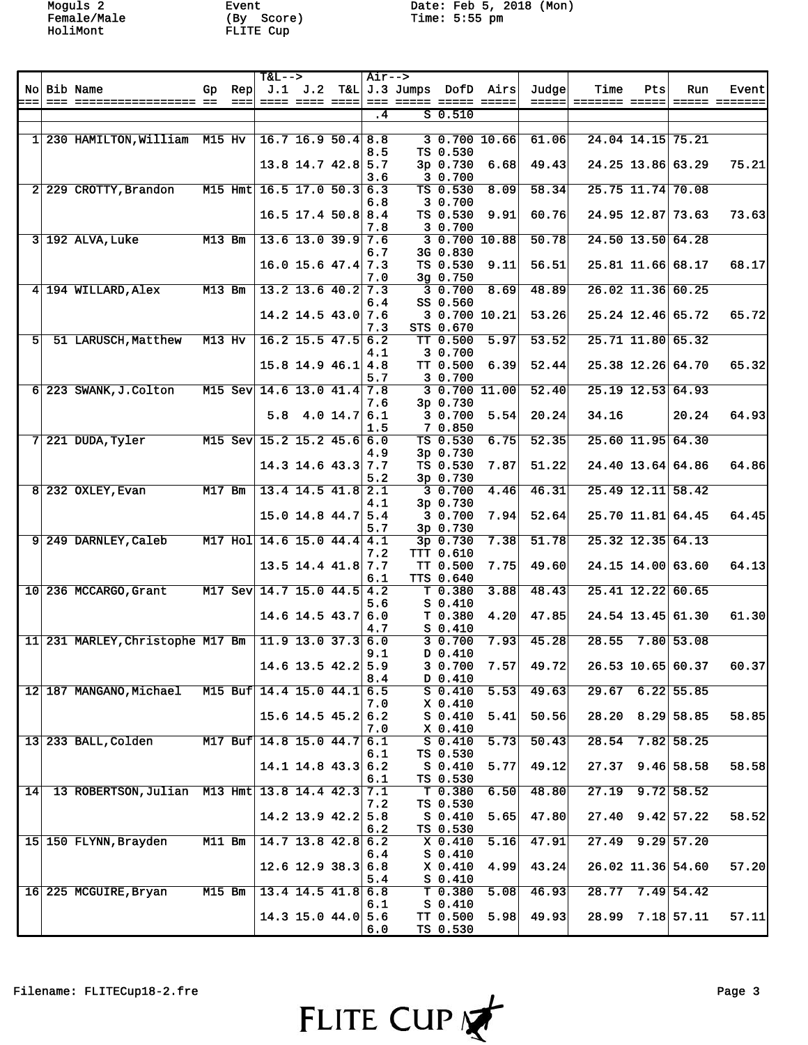Moguls 2 Female/Male HoliMont

Event (By Score) FLITE Cup

Date: Feb 5, 2018 (Mon) Time: 5:55 pm

| No | Bib | Name | Gp | Rep | T&L--> J.1 | J.2 | T&L | Air--> J.3 | Jumps | DofD | Airs | Judge | Time | Pts | Run | Event |
|---|---|---|---|---|---|---|---|---|---|---|---|---|---|---|---|---|
| | | | | | | | | .4 | S | 0.510 | | | | | | |
| 1 | 230 | HAMILTON,William | M15 | Hv | 16.7 | 16.9 | 50.4 | 8.8 | 3 | 0.700 | 10.66 | 61.06 | 24.04 | 14.15 | 75.21 | |
| | | | | | | | | 8.5 | TS | 0.530 | | | | | | |
| | | | | | 13.8 | 14.7 | 42.8 | 5.7 | 3p | 0.730 | 6.68 | 49.43 | 24.25 | 13.86 | 63.29 | 75.21 |
| | | | | | | | | 3.6 | 3 | 0.700 | | | | | | |
| 2 | 229 | CROTTY,Brandon | M15 | Hmt | 16.5 | 17.0 | 50.3 | 6.3 | TS | 0.530 | 8.09 | 58.34 | 25.75 | 11.74 | 70.08 | |
| | | | | | | | | 6.8 | 3 | 0.700 | | | | | | |
| | | | | | 16.5 | 17.4 | 50.8 | 8.4 | TS | 0.530 | 9.91 | 60.76 | 24.95 | 12.87 | 73.63 | 73.63 |
| | | | | | | | | 7.8 | 3 | 0.700 | | | | | | |
| 3 | 192 | ALVA,Luke | M13 | Bm | 13.6 | 13.0 | 39.9 | 7.6 | 3 | 0.700 | 10.88 | 50.78 | 24.50 | 13.50 | 64.28 | |
| | | | | | | | | 6.7 | 3G | 0.830 | | | | | | |
| | | | | | 16.0 | 15.6 | 47.4 | 7.3 | TS | 0.530 | 9.11 | 56.51 | 25.81 | 11.66 | 68.17 | 68.17 |
| | | | | | | | | 7.0 | 3g | 0.750 | | | | | | |
| 4 | 194 | WILLARD,Alex | M13 | Bm | 13.2 | 13.6 | 40.2 | 7.3 | 3 | 0.700 | 8.69 | 48.89 | 26.02 | 11.36 | 60.25 | |
| | | | | | | | | 6.4 | SS | 0.560 | | | | | | |
| | | | | | 14.2 | 14.5 | 43.0 | 7.6 | 3 | 0.700 | 10.21 | 53.26 | 25.24 | 12.46 | 65.72 | 65.72 |
| | | | | | | | | 7.3 | STS | 0.670 | | | | | | |
| 5 | 51 | LARUSCH,Matthew | M13 | Hv | 16.2 | 15.5 | 47.5 | 6.2 | TT | 0.500 | 5.97 | 53.52 | 25.71 | 11.80 | 65.32 | |
| | | | | | | | | 4.1 | 3 | 0.700 | | | | | | |
| | | | | | 15.8 | 14.9 | 46.1 | 4.8 | TT | 0.500 | 6.39 | 52.44 | 25.38 | 12.26 | 64.70 | 65.32 |
| | | | | | | | | 5.7 | 3 | 0.700 | | | | | | |
| 6 | 223 | SWANK,J.Colton | M15 | Sev | 14.6 | 13.0 | 41.4 | 7.8 | 3 | 0.700 | 11.00 | 52.40 | 25.19 | 12.53 | 64.93 | |
| | | | | | | | | 7.6 | 3p | 0.730 | | | | | | |
| | | | | | 5.8 | 4.0 | 14.7 | 6.1 | 3 | 0.700 | 5.54 | 20.24 | 34.16 | | 20.24 | 64.93 |
| | | | | | | | | 1.5 | 7 | 0.850 | | | | | | |
| 7 | 221 | DUDA,Tyler | M15 | Sev | 15.2 | 15.2 | 45.6 | 6.0 | TS | 0.530 | 6.75 | 52.35 | 25.60 | 11.95 | 64.30 | |
| | | | | | | | | 4.9 | 3p | 0.730 | | | | | | |
| | | | | | 14.3 | 14.6 | 43.3 | 7.7 | TS | 0.530 | 7.87 | 51.22 | 24.40 | 13.64 | 64.86 | 64.86 |
| | | | | | | | | 5.2 | 3p | 0.730 | | | | | | |
| 8 | 232 | OXLEY,Evan | M17 | Bm | 13.4 | 14.5 | 41.8 | 2.1 | 3 | 0.700 | 4.46 | 46.31 | 25.49 | 12.11 | 58.42 | |
| | | | | | | | | 4.1 | 3p | 0.730 | | | | | | |
| | | | | | 15.0 | 14.8 | 44.7 | 5.4 | 3 | 0.700 | 7.94 | 52.64 | 25.70 | 11.81 | 64.45 | 64.45 |
| | | | | | | | | 5.7 | 3p | 0.730 | | | | | | |
| 9 | 249 | DARNLEY,Caleb | M17 | Hol | 14.6 | 15.0 | 44.4 | 4.1 | 3p | 0.730 | 7.38 | 51.78 | 25.32 | 12.35 | 64.13 | |
| | | | | | | | | 7.2 | TTT | 0.610 | | | | | | |
| | | | | | 13.5 | 14.4 | 41.8 | 7.7 | TT | 0.500 | 7.75 | 49.60 | 24.15 | 14.00 | 63.60 | 64.13 |
| | | | | | | | | 6.1 | TTS | 0.640 | | | | | | |
| 10 | 236 | MCCARGO,Grant | M17 | Sev | 14.7 | 15.0 | 44.5 | 4.2 | T | 0.380 | 3.88 | 48.43 | 25.41 | 12.22 | 60.65 | |
| | | | | | | | | 5.6 | S | 0.410 | | | | | | |
| | | | | | 14.6 | 14.5 | 43.7 | 6.0 | T | 0.380 | 4.20 | 47.85 | 24.54 | 13.45 | 61.30 | 61.30 |
| | | | | | | | | 4.7 | S | 0.410 | | | | | | |
| 11 | 231 | MARLEY,Christophe | M17 | Bm | 11.9 | 13.0 | 37.3 | 6.0 | 3 | 0.700 | 7.93 | 45.28 | 28.55 | 7.80 | 53.08 | |
| | | | | | | | | 9.1 | D | 0.410 | | | | | | |
| | | | | | 14.6 | 13.5 | 42.2 | 5.9 | 3 | 0.700 | 7.57 | 49.72 | 26.53 | 10.65 | 60.37 | 60.37 |
| | | | | | | | | 8.4 | D | 0.410 | | | | | | |
| 12 | 187 | MANGANO,Michael | M15 | Buf | 14.4 | 15.0 | 44.1 | 6.5 | S | 0.410 | 5.53 | 49.63 | 29.67 | 6.22 | 55.85 | |
| | | | | | | | | 7.0 | X | 0.410 | | | | | | |
| | | | | | 15.6 | 14.5 | 45.2 | 6.2 | S | 0.410 | 5.41 | 50.56 | 28.20 | 8.29 | 58.85 | 58.85 |
| | | | | | | | | 7.0 | X | 0.410 | | | | | | |
| 13 | 233 | BALL,Colden | M17 | Buf | 14.8 | 15.0 | 44.7 | 6.1 | S | 0.410 | 5.73 | 50.43 | 28.54 | 7.82 | 58.25 | |
| | | | | | | | | 6.1 | TS | 0.530 | | | | | | |
| | | | | | 14.1 | 14.8 | 43.3 | 6.2 | S | 0.410 | 5.77 | 49.12 | 27.37 | 9.46 | 58.58 | 58.58 |
| | | | | | | | | 6.1 | TS | 0.530 | | | | | | |
| 14 | 13 | ROBERTSON,Julian | M13 | Hmt | 13.8 | 14.4 | 42.3 | 7.1 | T | 0.380 | 6.50 | 48.80 | 27.19 | 9.72 | 58.52 | |
| | | | | | | | | 7.2 | TS | 0.530 | | | | | | |
| | | | | | 14.2 | 13.9 | 42.2 | 5.8 | S | 0.410 | 5.65 | 47.80 | 27.40 | 9.42 | 57.22 | 58.52 |
| | | | | | | | | 6.2 | TS | 0.530 | | | | | | |
| 15 | 150 | FLYNN,Brayden | M11 | Bm | 14.7 | 13.8 | 42.8 | 6.2 | X | 0.410 | 5.16 | 47.91 | 27.49 | 9.29 | 57.20 | |
| | | | | | | | | 6.4 | S | 0.410 | | | | | | |
| | | | | | 12.6 | 12.9 | 38.3 | 6.8 | X | 0.410 | 4.99 | 43.24 | 26.02 | 11.36 | 54.60 | 57.20 |
| | | | | | | | | 5.4 | S | 0.410 | | | | | | |
| 16 | 225 | MCGUIRE,Bryan | M15 | Bm | 13.4 | 14.5 | 41.8 | 6.8 | T | 0.380 | 5.08 | 46.93 | 28.77 | 7.49 | 54.42 | |
| | | | | | | | | 6.1 | S | 0.410 | | | | | | |
| | | | | | 14.3 | 15.0 | 44.0 | 5.6 | TT | 0.500 | 5.98 | 49.93 | 28.99 | 7.18 | 57.11 | 57.11 |
| | | | | | | | | 6.0 | TS | 0.530 | | | | | | |

Filename: FLITECup18-2.fre

FLITE CUP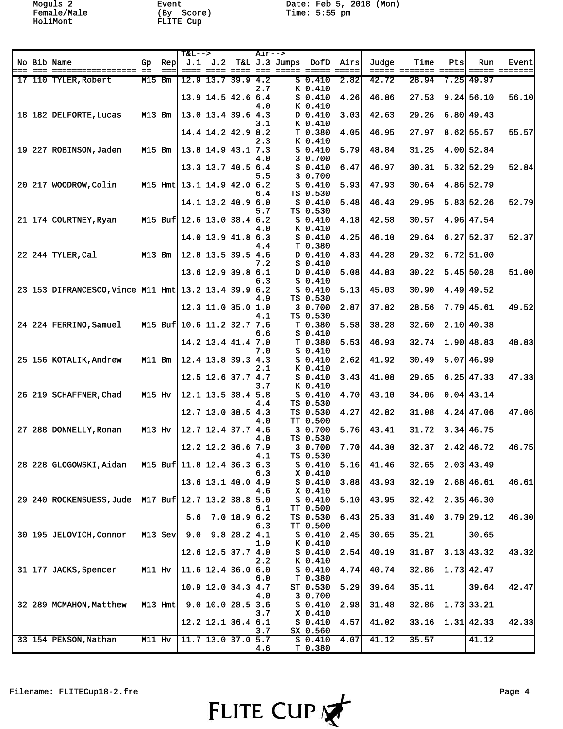Moguls 2
Female/Male
HoliMont

Event
(By Score)
FLITE Cup

Date: Feb 5, 2018 (Mon)
Time: 5:55 pm

| No | Bib | Name | Gp | Rep | T&L--> J.1 | J.2 | T&L | Air--> J.3 | Jumps | DofD | Airs | Judge | Time | Pts | Run | Event |
|---|---|---|---|---|---|---|---|---|---|---|---|---|---|---|---|---|
| 17 | 110 | TYLER,Robert | M15 | Bm | 12.9 | 13.7 | 39.9 | 4.2 | S | 0.410 | 2.82 | 42.72 | 28.94 | 7.25 | 49.97 | |
| | | | | | | | | 2.7 | K | 0.410 | | | | | | |
| | | | | | 13.9 | 14.5 | 42.6 | 6.4 | S | 0.410 | 4.26 | 46.86 | 27.53 | 9.24 | 56.10 | 56.10 |
| | | | | | | | | 4.0 | K | 0.410 | | | | | | |
| 18 | 182 | DELFORTE,Lucas | M13 | Bm | 13.0 | 13.4 | 39.6 | 4.3 | D | 0.410 | 3.03 | 42.63 | 29.26 | 6.80 | 49.43 | |
| | | | | | | | | 3.1 | K | 0.410 | | | | | | |
| | | | | | 14.4 | 14.2 | 42.9 | 8.2 | T | 0.380 | 4.05 | 46.95 | 27.97 | 8.62 | 55.57 | 55.57 |
| | | | | | | | | 2.3 | K | 0.410 | | | | | | |
| 19 | 227 | ROBINSON,Jaden | M15 | Bm | 13.8 | 14.9 | 43.1 | 7.3 | S | 0.410 | 5.79 | 48.84 | 31.25 | 4.00 | 52.84 | |
| | | | | | | | | 4.0 | 3 | 0.700 | | | | | | |
| | | | | | 13.3 | 13.7 | 40.5 | 6.4 | S | 0.410 | 6.47 | 46.97 | 30.31 | 5.32 | 52.29 | 52.84 |
| | | | | | | | | 5.5 | 3 | 0.700 | | | | | | |
| 20 | 217 | WOODROW,Colin | M15 | Hmt | 13.1 | 14.9 | 42.0 | 6.2 | S | 0.410 | 5.93 | 47.93 | 30.64 | 4.86 | 52.79 | |
| | | | | | | | | 6.4 | TS | 0.530 | | | | | | |
| | | | | | 14.1 | 13.2 | 40.9 | 6.0 | S | 0.410 | 5.48 | 46.43 | 29.95 | 5.83 | 52.26 | 52.79 |
| | | | | | | | | 5.7 | TS | 0.530 | | | | | | |
| 21 | 174 | COURTNEY,Ryan | M15 | Buf | 12.6 | 13.0 | 38.4 | 6.2 | S | 0.410 | 4.18 | 42.58 | 30.57 | 4.96 | 47.54 | |
| | | | | | | | | 4.0 | K | 0.410 | | | | | | |
| | | | | | 14.0 | 13.9 | 41.8 | 6.3 | S | 0.410 | 4.25 | 46.10 | 29.64 | 6.27 | 52.37 | 52.37 |
| | | | | | | | | 4.4 | T | 0.380 | | | | | | |
| 22 | 244 | TYLER,Cal | M13 | Bm | 12.8 | 13.5 | 39.5 | 4.6 | D | 0.410 | 4.83 | 44.28 | 29.32 | 6.72 | 51.00 | |
| | | | | | | | | 7.2 | S | 0.410 | | | | | | |
| | | | | | 13.6 | 12.9 | 39.8 | 6.1 | D | 0.410 | 5.08 | 44.83 | 30.22 | 5.45 | 50.28 | 51.00 |
| | | | | | | | | 6.3 | S | 0.410 | | | | | | |
| 23 | 153 | DIFRANCESCO,Vince | M11 | Hmt | 13.2 | 13.4 | 39.9 | 6.2 | S | 0.410 | 5.13 | 45.03 | 30.90 | 4.49 | 49.52 | |
| | | | | | | | | 4.9 | TS | 0.530 | | | | | | |
| | | | | | 12.3 | 11.0 | 35.0 | 1.0 | 3 | 0.700 | 2.87 | 37.82 | 28.56 | 7.79 | 45.61 | 49.52 |
| | | | | | | | | 4.1 | TS | 0.530 | | | | | | |
| 24 | 224 | FERRINO,Samuel | M15 | Buf | 10.6 | 11.2 | 32.7 | 7.6 | T | 0.380 | 5.58 | 38.28 | 32.60 | 2.10 | 40.38 | |
| | | | | | | | | 6.6 | S | 0.410 | | | | | | |
| | | | | | 14.2 | 13.4 | 41.4 | 7.0 | T | 0.380 | 5.53 | 46.93 | 32.74 | 1.90 | 48.83 | 48.83 |
| | | | | | | | | 7.0 | S | 0.410 | | | | | | |
| 25 | 156 | KOTALIK,Andrew | M11 | Bm | 12.4 | 13.8 | 39.3 | 4.3 | S | 0.410 | 2.62 | 41.92 | 30.49 | 5.07 | 46.99 | |
| | | | | | | | | 2.1 | K | 0.410 | | | | | | |
| | | | | | 12.5 | 12.6 | 37.7 | 4.7 | S | 0.410 | 3.43 | 41.08 | 29.65 | 6.25 | 47.33 | 47.33 |
| | | | | | | | | 3.7 | K | 0.410 | | | | | | |
| 26 | 219 | SCHAFFNER,Chad | M15 | Hv | 12.1 | 13.5 | 38.4 | 5.8 | S | 0.410 | 4.70 | 43.10 | 34.06 | 0.04 | 43.14 | |
| | | | | | | | | 4.4 | TS | 0.530 | | | | | | |
| | | | | | 12.7 | 13.0 | 38.5 | 4.3 | TS | 0.530 | 4.27 | 42.82 | 31.08 | 4.24 | 47.06 | 47.06 |
| | | | | | | | | 4.0 | TT | 0.500 | | | | | | |
| 27 | 288 | DONNELLY,Ronan | M13 | Hv | 12.7 | 12.4 | 37.7 | 4.6 | 3 | 0.700 | 5.76 | 43.41 | 31.72 | 3.34 | 46.75 | |
| | | | | | | | | 4.8 | TS | 0.530 | | | | | | |
| | | | | | 12.2 | 12.2 | 36.6 | 7.9 | 3 | 0.700 | 7.70 | 44.30 | 32.37 | 2.42 | 46.72 | 46.75 |
| | | | | | | | | 4.1 | TS | 0.530 | | | | | | |
| 28 | 228 | GLOGOWSKI,Aidan | M15 | Buf | 11.8 | 12.4 | 36.3 | 6.3 | S | 0.410 | 5.16 | 41.46 | 32.65 | 2.03 | 43.49 | |
| | | | | | | | | 6.3 | X | 0.410 | | | | | | |
| | | | | | 13.6 | 13.1 | 40.0 | 4.9 | S | 0.410 | 3.88 | 43.93 | 32.19 | 2.68 | 46.61 | 46.61 |
| | | | | | | | | 4.6 | X | 0.410 | | | | | | |
| 29 | 240 | ROCKENSUESS,Jude | M17 | Buf | 12.7 | 13.2 | 38.8 | 5.0 | S | 0.410 | 5.10 | 43.95 | 32.42 | 2.35 | 46.30 | |
| | | | | | | | | 6.1 | TT | 0.500 | | | | | | |
| | | | | | 5.6 | 7.0 | 18.9 | 6.2 | TS | 0.530 | 6.43 | 25.33 | 31.40 | 3.79 | 29.12 | 46.30 |
| | | | | | | | | 6.3 | TT | 0.500 | | | | | | |
| 30 | 195 | JELOVICH,Connor | M13 | Sev | 9.0 | 9.8 | 28.2 | 4.1 | S | 0.410 | 2.45 | 30.65 | 35.21 | | 30.65 | |
| | | | | | | | | 1.9 | K | 0.410 | | | | | | |
| | | | | | 12.6 | 12.5 | 37.7 | 4.0 | S | 0.410 | 2.54 | 40.19 | 31.87 | 3.13 | 43.32 | 43.32 |
| | | | | | | | | 2.2 | K | 0.410 | | | | | | |
| 31 | 177 | JACKS,Spencer | M11 | Hv | 11.6 | 12.4 | 36.0 | 6.0 | S | 0.410 | 4.74 | 40.74 | 32.86 | 1.73 | 42.47 | |
| | | | | | | | | 6.0 | T | 0.380 | | | | | | |
| | | | | | 10.9 | 12.0 | 34.3 | 4.7 | ST | 0.530 | 5.29 | 39.64 | 35.11 | | 39.64 | 42.47 |
| | | | | | | | | 4.0 | 3 | 0.700 | | | | | | |
| 32 | 289 | MCMAHON,Matthew | M13 | Hmt | 9.0 | 10.0 | 28.5 | 3.6 | S | 0.410 | 2.98 | 31.48 | 32.86 | 1.73 | 33.21 | |
| | | | | | | | | 3.7 | X | 0.410 | | | | | | |
| | | | | | 12.2 | 12.1 | 36.4 | 6.1 | S | 0.410 | 4.57 | 41.02 | 33.16 | 1.31 | 42.33 | 42.33 |
| | | | | | | | | 3.7 | SX | 0.560 | | | | | | |
| 33 | 154 | PENSON,Nathan | M11 | Hv | 11.7 | 13.0 | 37.0 | 5.7 | S | 0.410 | 4.07 | 41.12 | 35.57 | | 41.12 | |
| | | | | | | | | 4.6 | T | 0.380 | | | | | | |

Filename: FLITECup18-2.fre

FLITE CUP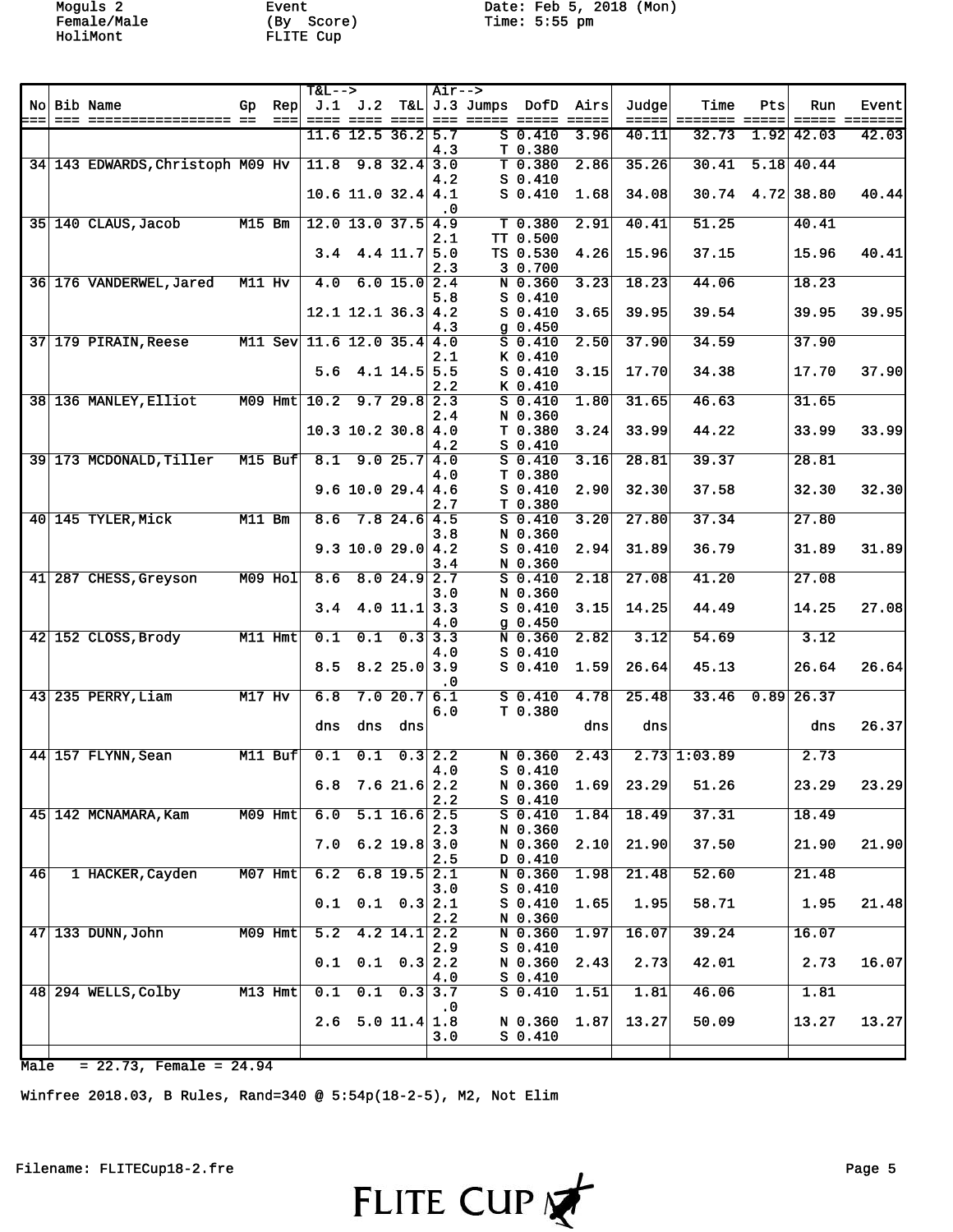Moguls 2 Event Date: Feb 5, 2018 (Mon)
Female/Male (By Score) Time: 5:55 pm
HoliMont FLITE Cup

| No | Bib | Name | Gp | Rep | T&L--> J.1 | J.2 | T&L | Air--> J.3 | Jumps | DofD | Airs | Judge | Time | Pts | Run | Event |
|---|---|---|---|---|---|---|---|---|---|---|---|---|---|---|---|---|
| | | | | | 11.6 | 12.5 | 36.2 | 5.7 | S | 0.410 | 3.96 | 40.11 | 32.73 | 1.92 | 42.03 | 42.03 |
| | | | | | | | | 4.3 | T | 0.380 | | | | | | |
| 34 | 143 | EDWARDS,Christoph | M09 | Hv | 11.8 | 9.8 | 32.4 | 3.0 | T | 0.380 | 2.86 | 35.26 | 30.41 | 5.18 | 40.44 | |
| | | | | | | | | 4.2 | S | 0.410 | | | | | | |
| | | | | | 10.6 | 11.0 | 32.4 | 4.1 | S | 0.410 | 1.68 | 34.08 | 30.74 | 4.72 | 38.80 | 40.44 |
| | | | | | | | | .0 | | | | | | | | |
| 35 | 140 | CLAUS,Jacob | M15 | Bm | 12.0 | 13.0 | 37.5 | 4.9 | T | 0.380 | 2.91 | 40.41 | 51.25 | | 40.41 | |
| | | | | | | | | 2.1 | TT | 0.500 | | | | | | |
| | | | | | 3.4 | 4.4 | 11.7 | 5.0 | TS | 0.530 | 4.26 | 15.96 | 37.15 | | 15.96 | 40.41 |
| | | | | | | | | 2.3 | 3 | 0.700 | | | | | | |
| 36 | 176 | VANDERWEL,Jared | M11 | Hv | 4.0 | 6.0 | 15.0 | 2.4 | N | 0.360 | 3.23 | 18.23 | 44.06 | | 18.23 | |
| | | | | | | | | 5.8 | S | 0.410 | | | | | | |
| | | | | | 12.1 | 12.1 | 36.3 | 4.2 | S | 0.410 | 3.65 | 39.95 | 39.54 | | 39.95 | 39.95 |
| | | | | | | | | 4.3 | g | 0.450 | | | | | | |
| 37 | 179 | PIRAIN,Reese | M11 | Sev | 11.6 | 12.0 | 35.4 | 4.0 | S | 0.410 | 2.50 | 37.90 | 34.59 | | 37.90 | |
| | | | | | | | | 2.1 | K | 0.410 | | | | | | |
| | | | | | 5.6 | 4.1 | 14.5 | 5.5 | S | 0.410 | 3.15 | 17.70 | 34.38 | | 17.70 | 37.90 |
| | | | | | | | | 2.2 | K | 0.410 | | | | | | |
| 38 | 136 | MANLEY,Elliot | M09 | Hmt | 10.2 | 9.7 | 29.8 | 2.3 | S | 0.410 | 1.80 | 31.65 | 46.63 | | 31.65 | |
| | | | | | | | | 2.4 | N | 0.360 | | | | | | |
| | | | | | 10.3 | 10.2 | 30.8 | 4.0 | T | 0.380 | 3.24 | 33.99 | 44.22 | | 33.99 | 33.99 |
| | | | | | | | | 4.2 | S | 0.410 | | | | | | |
| 39 | 173 | MCDONALD,Tiller | M15 | Buf | 8.1 | 9.0 | 25.7 | 4.0 | S | 0.410 | 3.16 | 28.81 | 39.37 | | 28.81 | |
| | | | | | | | | 4.0 | T | 0.380 | | | | | | |
| | | | | | 9.6 | 10.0 | 29.4 | 4.6 | S | 0.410 | 2.90 | 32.30 | 37.58 | | 32.30 | 32.30 |
| | | | | | | | | 2.7 | T | 0.380 | | | | | | |
| 40 | 145 | TYLER,Mick | M11 | Bm | 8.6 | 7.8 | 24.6 | 4.5 | S | 0.410 | 3.20 | 27.80 | 37.34 | | 27.80 | |
| | | | | | | | | 3.8 | N | 0.360 | | | | | | |
| | | | | | 9.3 | 10.0 | 29.0 | 4.2 | S | 0.410 | 2.94 | 31.89 | 36.79 | | 31.89 | 31.89 |
| | | | | | | | | 3.4 | N | 0.360 | | | | | | |
| 41 | 287 | CHESS,Greyson | M09 | Hol | 8.6 | 8.0 | 24.9 | 2.7 | S | 0.410 | 2.18 | 27.08 | 41.20 | | 27.08 | |
| | | | | | | | | 3.0 | N | 0.360 | | | | | | |
| | | | | | 3.4 | 4.0 | 11.1 | 3.3 | S | 0.410 | 3.15 | 14.25 | 44.49 | | 14.25 | 27.08 |
| | | | | | | | | 4.0 | g | 0.450 | | | | | | |
| 42 | 152 | CLOSS,Brody | M11 | Hmt | 0.1 | 0.1 | 0.3 | 3.3 | N | 0.360 | 2.82 | 3.12 | 54.69 | | 3.12 | |
| | | | | | | | | 4.0 | S | 0.410 | | | | | | |
| | | | | | 8.5 | 8.2 | 25.0 | 3.9 | S | 0.410 | 1.59 | 26.64 | 45.13 | | 26.64 | 26.64 |
| | | | | | | | | .0 | | | | | | | | |
| 43 | 235 | PERRY,Liam | M17 | Hv | 6.8 | 7.0 | 20.7 | 6.1 | S | 0.410 | 4.78 | 25.48 | 33.46 | 0.89 | 26.37 | |
| | | | | | | | | 6.0 | T | 0.380 | | | | | | |
| | | | | | dns | dns | dns | | | | dns | dns | | | dns | 26.37 |
| 44 | 157 | FLYNN,Sean | M11 | Buf | 0.1 | 0.1 | 0.3 | 2.2 | N | 0.360 | 2.43 | 2.73 | 1:03.89 | | 2.73 | |
| | | | | | | | | 4.0 | S | 0.410 | | | | | | |
| | | | | | 6.8 | 7.6 | 21.6 | 2.2 | N | 0.360 | 1.69 | 23.29 | 51.26 | | 23.29 | 23.29 |
| | | | | | | | | 2.2 | S | 0.410 | | | | | | |
| 45 | 142 | MCNAMARA,Kam | M09 | Hmt | 6.0 | 5.1 | 16.6 | 2.5 | S | 0.410 | 1.84 | 18.49 | 37.31 | | 18.49 | |
| | | | | | | | | 2.3 | N | 0.360 | | | | | | |
| | | | | | 7.0 | 6.2 | 19.8 | 3.0 | N | 0.360 | 2.10 | 21.90 | 37.50 | | 21.90 | 21.90 |
| | | | | | | | | 2.5 | D | 0.410 | | | | | | |
| 46 | 1 | HACKER,Cayden | M07 | Hmt | 6.2 | 6.8 | 19.5 | 2.1 | N | 0.360 | 1.98 | 21.48 | 52.60 | | 21.48 | |
| | | | | | | | | 3.0 | S | 0.410 | | | | | | |
| | | | | | 0.1 | 0.1 | 0.3 | 2.1 | S | 0.410 | 1.65 | 1.95 | 58.71 | | 1.95 | 21.48 |
| | | | | | | | | 2.2 | N | 0.360 | | | | | | |
| 47 | 133 | DUNN,John | M09 | Hmt | 5.2 | 4.2 | 14.1 | 2.2 | N | 0.360 | 1.97 | 16.07 | 39.24 | | 16.07 | |
| | | | | | | | | 2.9 | S | 0.410 | | | | | | |
| | | | | | 0.1 | 0.1 | 0.3 | 2.2 | N | 0.360 | 2.43 | 2.73 | 42.01 | | 2.73 | 16.07 |
| | | | | | | | | 4.0 | S | 0.410 | | | | | | |
| 48 | 294 | WELLS,Colby | M13 | Hmt | 0.1 | 0.1 | 0.3 | 3.7 | S | 0.410 | 1.51 | 1.81 | 46.06 | | 1.81 | |
| | | | | | | | | .0 | | | | | | | | |
| | | | | | 2.6 | 5.0 | 11.4 | 1.8 | N | 0.360 | 1.87 | 13.27 | 50.09 | | 13.27 | 13.27 |
| | | | | | | | | 3.0 | S | 0.410 | | | | | | |

Male = 22.73, Female = 24.94

Winfree 2018.03, B Rules, Rand=340 @ 5:54p(18-2-5), M2, Not Elim

Filename: FLITECup18-2.fre

FLITE CUP